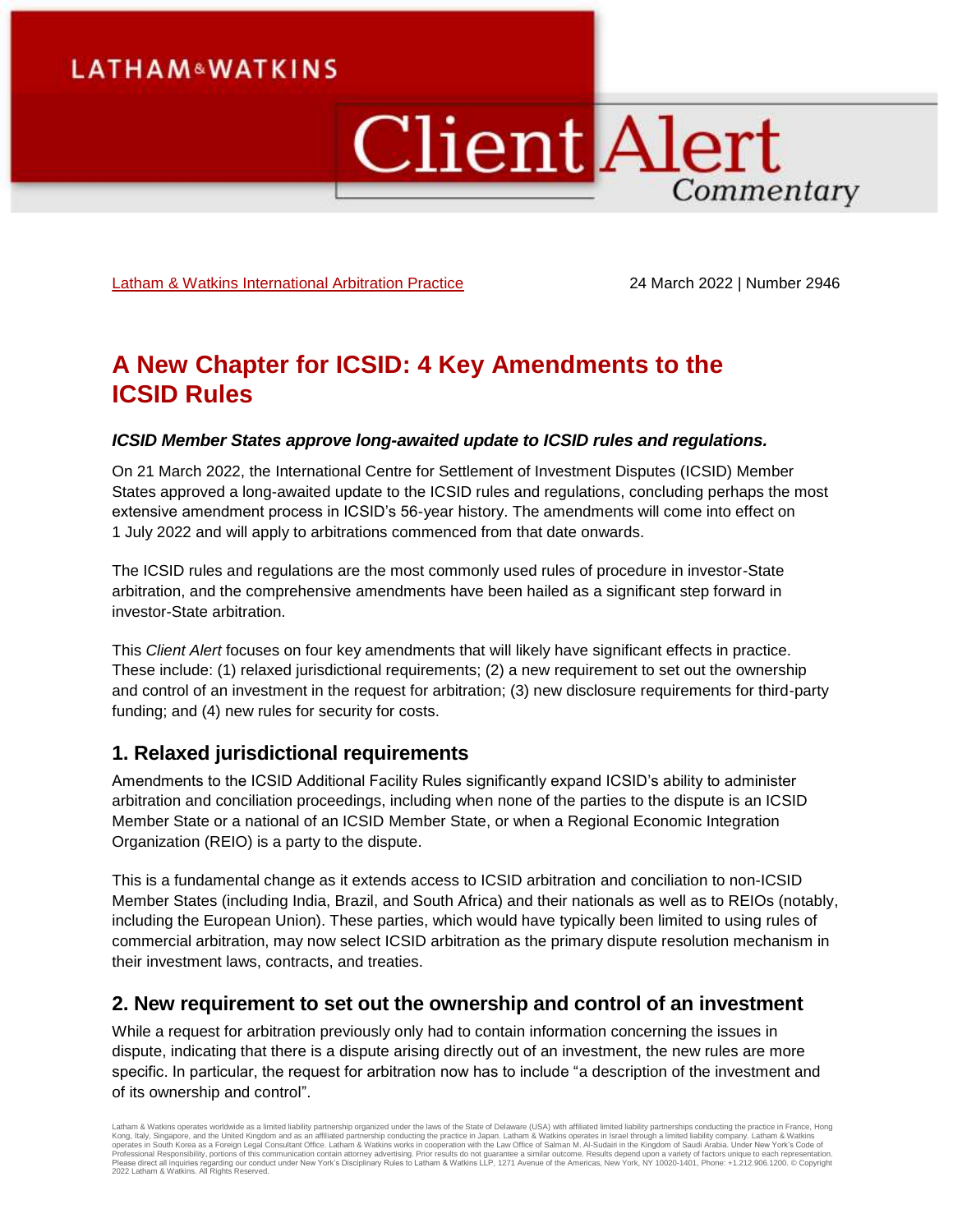LATHAM & WATKINS

Client Alert Commentary

Latham & Watkins International Arbitration Practice 24 March 2022 | Number 2946

# A New Chapter for ICSID: 4 Key Amendments to the ICSID Rules

***ICSID Member States approve long-awaited update to ICSID rules and regulations.***

On 21 March 2022, the International Centre for Settlement of Investment Disputes (ICSID) Member States approved a long-awaited update to the ICSID rules and regulations, concluding perhaps the most extensive amendment process in ICSID's 56-year history. The amendments will come into effect on 1 July 2022 and will apply to arbitrations commenced from that date onwards.

The ICSID rules and regulations are the most commonly used rules of procedure in investor-State arbitration, and the comprehensive amendments have been hailed as a significant step forward in investor-State arbitration.

This *Client Alert* focuses on four key amendments that will likely have significant effects in practice. These include: (1) relaxed jurisdictional requirements; (2) a new requirement to set out the ownership and control of an investment in the request for arbitration; (3) new disclosure requirements for third-party funding; and (4) new rules for security for costs.

## 1. Relaxed jurisdictional requirements

Amendments to the ICSID Additional Facility Rules significantly expand ICSID's ability to administer arbitration and conciliation proceedings, including when none of the parties to the dispute is an ICSID Member State or a national of an ICSID Member State, or when a Regional Economic Integration Organization (REIO) is a party to the dispute.

This is a fundamental change as it extends access to ICSID arbitration and conciliation to non-ICSID Member States (including India, Brazil, and South Africa) and their nationals as well as to REIOs (notably, including the European Union). These parties, which would have typically been limited to using rules of commercial arbitration, may now select ICSID arbitration as the primary dispute resolution mechanism in their investment laws, contracts, and treaties.

## 2. New requirement to set out the ownership and control of an investment

While a request for arbitration previously only had to contain information concerning the issues in dispute, indicating that there is a dispute arising directly out of an investment, the new rules are more specific. In particular, the request for arbitration now has to include "a description of the investment and of its ownership and control".

Latham & Watkins operates worldwide as a limited liability partnership organized under the laws of the State of Delaware (USA) with affiliated limited liability partnerships conducting the practice in France, Hong Kong, Italy, Singapore, and the United Kingdom and as an affiliated partnership conducting the practice in Japan. Latham & Watkins operates in Israel through a limited liability company. Latham & Watkins operates in South Korea as a Foreign Legal Consultant Office. Latham & Watkins works in cooperation with the Law Office of Salman M. Al-Sudairi in the Kingdom of Saudi Arabia. Under New York's Code of Professional Responsibility, portions of this communication contain attorney advertising. Prior results do not guarantee a similar outcome. Results depend upon a variety of factors unique to each representation. Please direct all inquiries regarding our conduct under New York's Disciplinary Rules to Latham & Watkins LLP, 1271 Avenue of the Americas, New York, NY 10020-1401, Phone: +1.212.906.1200. © Copyright 2022 Latham & Watkins. All Rights Reserved.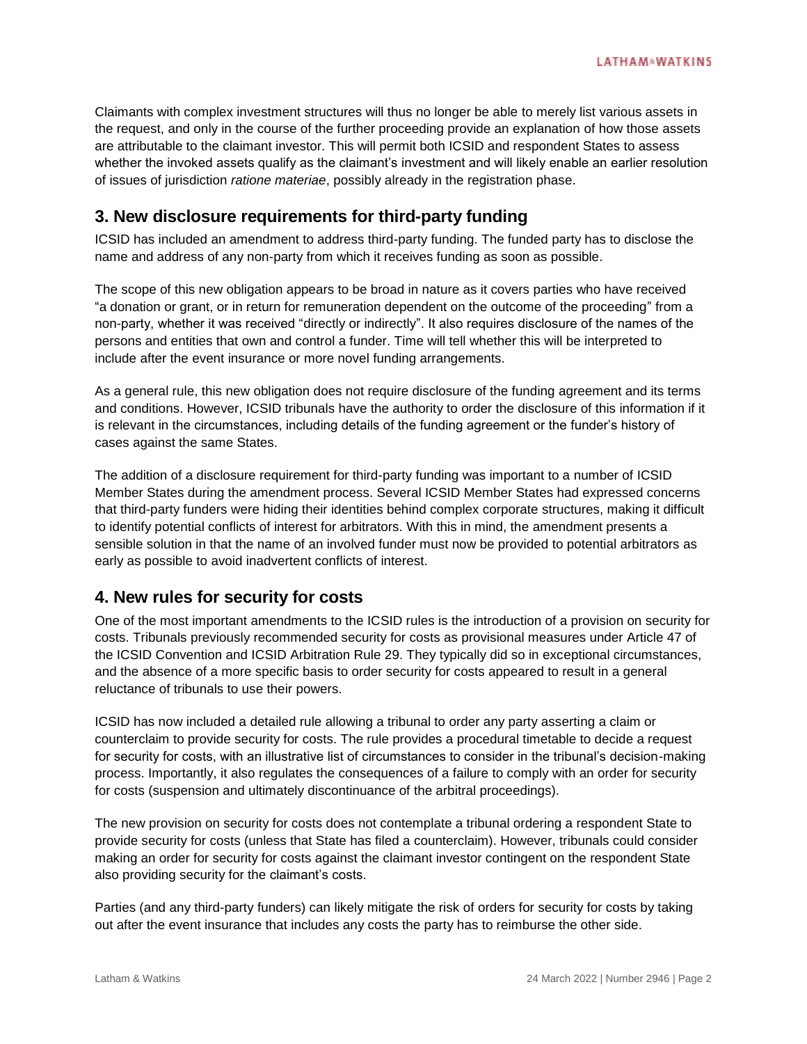Claimants with complex investment structures will thus no longer be able to merely list various assets in the request, and only in the course of the further proceeding provide an explanation of how those assets are attributable to the claimant investor. This will permit both ICSID and respondent States to assess whether the invoked assets qualify as the claimant's investment and will likely enable an earlier resolution of issues of jurisdiction *ratione materiae*, possibly already in the registration phase.

## 3. New disclosure requirements for third-party funding

ICSID has included an amendment to address third-party funding. The funded party has to disclose the name and address of any non-party from which it receives funding as soon as possible.

The scope of this new obligation appears to be broad in nature as it covers parties who have received "a donation or grant, or in return for remuneration dependent on the outcome of the proceeding" from a non-party, whether it was received "directly or indirectly". It also requires disclosure of the names of the persons and entities that own and control a funder. Time will tell whether this will be interpreted to include after the event insurance or more novel funding arrangements.

As a general rule, this new obligation does not require disclosure of the funding agreement and its terms and conditions. However, ICSID tribunals have the authority to order the disclosure of this information if it is relevant in the circumstances, including details of the funding agreement or the funder's history of cases against the same States.

The addition of a disclosure requirement for third-party funding was important to a number of ICSID Member States during the amendment process. Several ICSID Member States had expressed concerns that third-party funders were hiding their identities behind complex corporate structures, making it difficult to identify potential conflicts of interest for arbitrators. With this in mind, the amendment presents a sensible solution in that the name of an involved funder must now be provided to potential arbitrators as early as possible to avoid inadvertent conflicts of interest.

## 4. New rules for security for costs

One of the most important amendments to the ICSID rules is the introduction of a provision on security for costs. Tribunals previously recommended security for costs as provisional measures under Article 47 of the ICSID Convention and ICSID Arbitration Rule 29. They typically did so in exceptional circumstances, and the absence of a more specific basis to order security for costs appeared to result in a general reluctance of tribunals to use their powers.

ICSID has now included a detailed rule allowing a tribunal to order any party asserting a claim or counterclaim to provide security for costs. The rule provides a procedural timetable to decide a request for security for costs, with an illustrative list of circumstances to consider in the tribunal's decision-making process. Importantly, it also regulates the consequences of a failure to comply with an order for security for costs (suspension and ultimately discontinuance of the arbitral proceedings).

The new provision on security for costs does not contemplate a tribunal ordering a respondent State to provide security for costs (unless that State has filed a counterclaim). However, tribunals could consider making an order for security for costs against the claimant investor contingent on the respondent State also providing security for the claimant's costs.

Parties (and any third-party funders) can likely mitigate the risk of orders for security for costs by taking out after the event insurance that includes any costs the party has to reimburse the other side.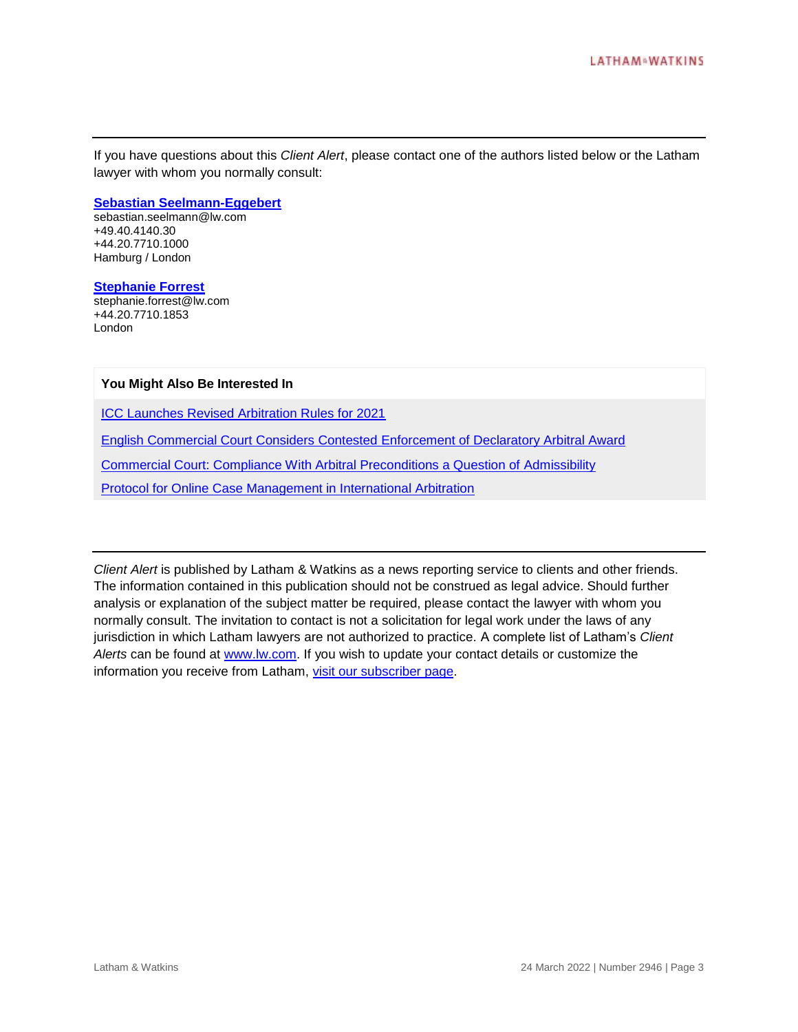If you have questions about this *Client Alert*, please contact one of the authors listed below or the Latham lawyer with whom you normally consult:

**[Sebastian Seelmann-Eggebert]**
sebastian.seelmann@lw.com
+49.40.4140.30
+44.20.7710.1000
Hamburg / London

**[Stephanie Forrest]**
stephanie.forrest@lw.com
+44.20.7710.1853
London

**You Might Also Be Interested In**

ICC Launches Revised Arbitration Rules for 2021

English Commercial Court Considers Contested Enforcement of Declaratory Arbitral Award

Commercial Court: Compliance With Arbitral Preconditions a Question of Admissibility

Protocol for Online Case Management in International Arbitration

---

*Client Alert* is published by Latham & Watkins as a news reporting service to clients and other friends. The information contained in this publication should not be construed as legal advice. Should further analysis or explanation of the subject matter be required, please contact the lawyer with whom you normally consult. The invitation to contact is not a solicitation for legal work under the laws of any jurisdiction in which Latham lawyers are not authorized to practice. A complete list of Latham's *Client Alerts* can be found at www.lw.com. If you wish to update your contact details or customize the information you receive from Latham, visit our subscriber page.